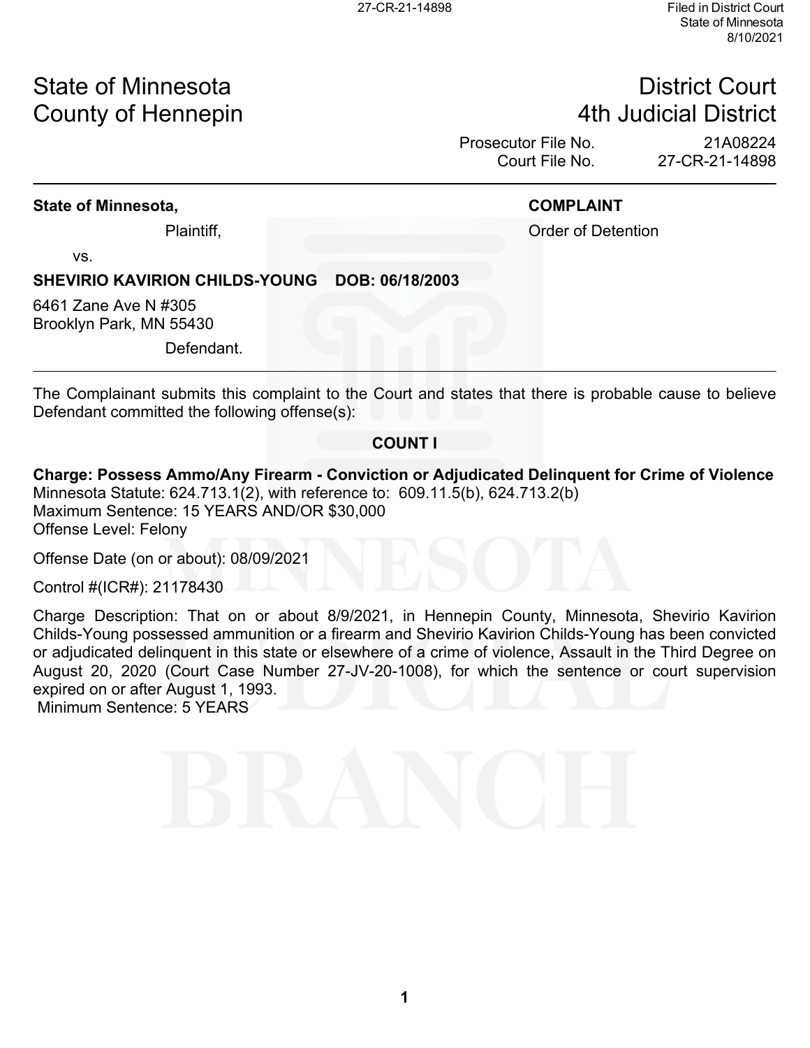27-CR-21-14898

Filed in District Court
State of Minnesota
8/10/2021

State of Minnesota
County of Hennepin

District Court
4th Judicial District

Prosecutor File No. 21A08224
Court File No. 27-CR-21-14898

---

**State of Minnesota,**

Plaintiff,

vs.

**SHEVIRIO KAVIRION CHILDS-YOUNG DOB: 06/18/2003**

6461 Zane Ave N #305
Brooklyn Park, MN 55430

Defendant.

**COMPLAINT**

Order of Detention

---

The Complainant submits this complaint to the Court and states that there is probable cause to believe Defendant committed the following offense(s):

**COUNT I**

**Charge: Possess Ammo/Any Firearm - Conviction or Adjudicated Delinquent for Crime of Violence**
Minnesota Statute: 624.713.1(2), with reference to: 609.11.5(b), 624.713.2(b)
Maximum Sentence: 15 YEARS AND/OR $30,000
Offense Level: Felony

Offense Date (on or about): 08/09/2021

Control #(ICR#): 21178430

Charge Description: That on or about 8/9/2021, in Hennepin County, Minnesota, Shevirio Kavirion Childs-Young possessed ammunition or a firearm and Shevirio Kavirion Childs-Young has been convicted or adjudicated delinquent in this state or elsewhere of a crime of violence, Assault in the Third Degree on August 20, 2020 (Court Case Number 27-JV-20-1008), for which the sentence or court supervision expired on or after August 1, 1993.
Minimum Sentence: 5 YEARS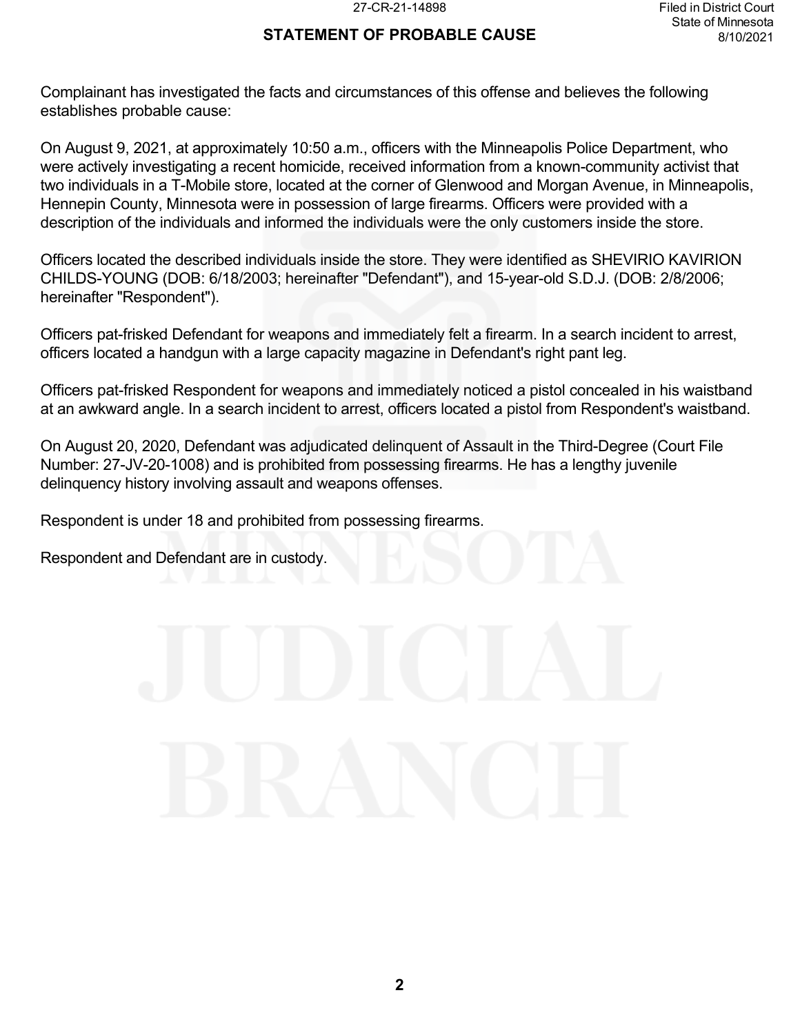## STATEMENT OF PROBABLE CAUSE

Complainant has investigated the facts and circumstances of this offense and believes the following establishes probable cause:

On August 9, 2021, at approximately 10:50 a.m., officers with the Minneapolis Police Department, who were actively investigating a recent homicide, received information from a known-community activist that two individuals in a T-Mobile store, located at the corner of Glenwood and Morgan Avenue, in Minneapolis, Hennepin County, Minnesota were in possession of large firearms. Officers were provided with a description of the individuals and informed the individuals were the only customers inside the store.

Officers located the described individuals inside the store. They were identified as SHEVIRIO KAVIRION CHILDS-YOUNG (DOB: 6/18/2003; hereinafter "Defendant"), and 15-year-old S.D.J. (DOB: 2/8/2006; hereinafter "Respondent").

Officers pat-frisked Defendant for weapons and immediately felt a firearm. In a search incident to arrest, officers located a handgun with a large capacity magazine in Defendant's right pant leg.

Officers pat-frisked Respondent for weapons and immediately noticed a pistol concealed in his waistband at an awkward angle. In a search incident to arrest, officers located a pistol from Respondent's waistband.

On August 20, 2020, Defendant was adjudicated delinquent of Assault in the Third-Degree (Court File Number: 27-JV-20-1008) and is prohibited from possessing firearms. He has a lengthy juvenile delinquency history involving assault and weapons offenses.

Respondent is under 18 and prohibited from possessing firearms.

Respondent and Defendant are in custody.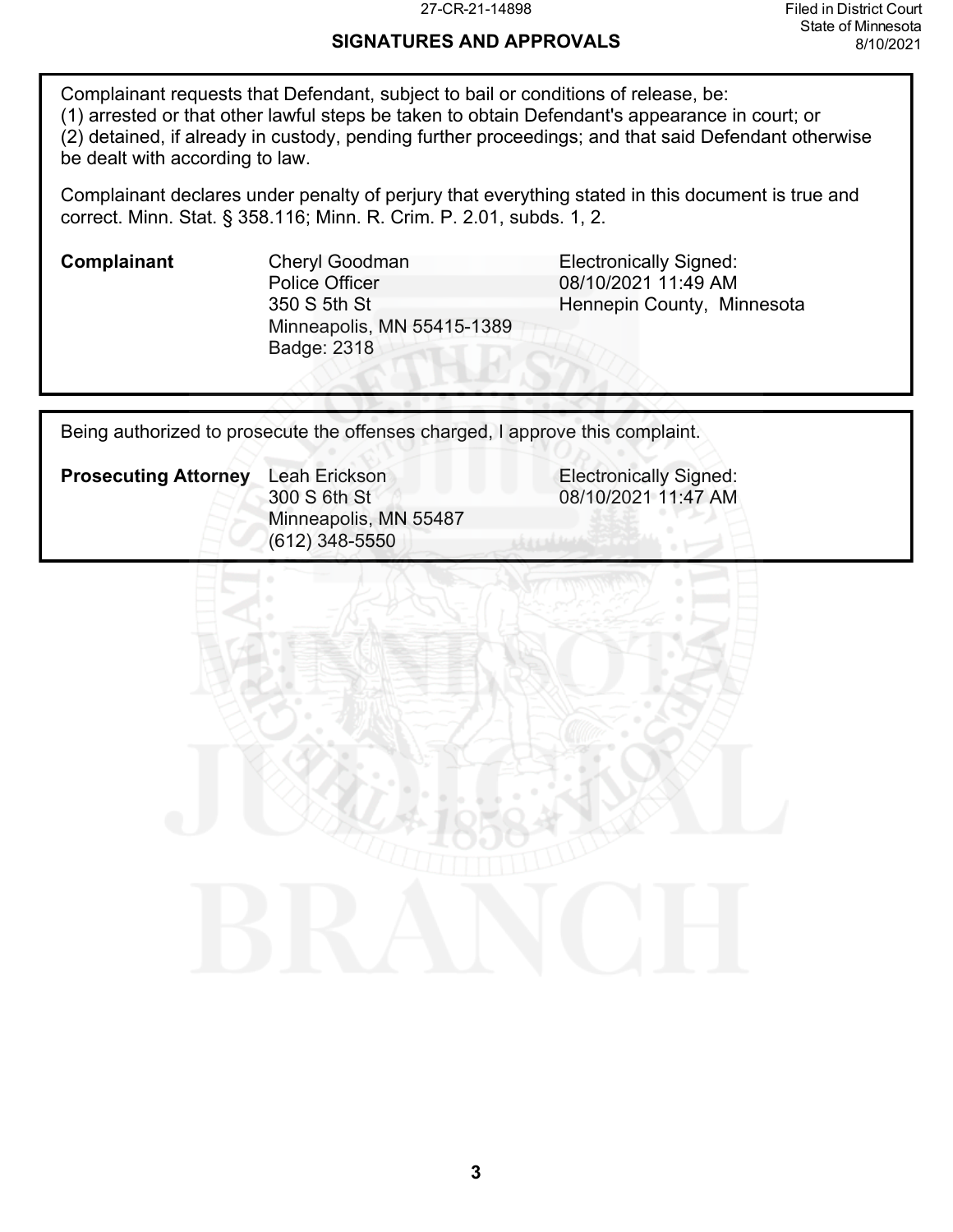## SIGNATURES AND APPROVALS

Complainant requests that Defendant, subject to bail or conditions of release, be:
(1) arrested or that other lawful steps be taken to obtain Defendant's appearance in court; or
(2) detained, if already in custody, pending further proceedings; and that said Defendant otherwise be dealt with according to law.

Complainant declares under penalty of perjury that everything stated in this document is true and correct. Minn. Stat. § 358.116; Minn. R. Crim. P. 2.01, subds. 1, 2.

| | | |
|---|---|---|
| **Complainant** | Cheryl Goodman<br>Police Officer<br>350 S 5th St<br>Minneapolis, MN 55415-1389<br>Badge: 2318 | Electronically Signed:<br>08/10/2021 11:49 AM<br>Hennepin County, Minnesota |

Being authorized to prosecute the offenses charged, I approve this complaint.

| | | |
|---|---|---|
| **Prosecuting Attorney** | Leah Erickson<br>300 S 6th St<br>Minneapolis, MN 55487<br>(612) 348-5550 | Electronically Signed:<br>08/10/2021 11:47 AM |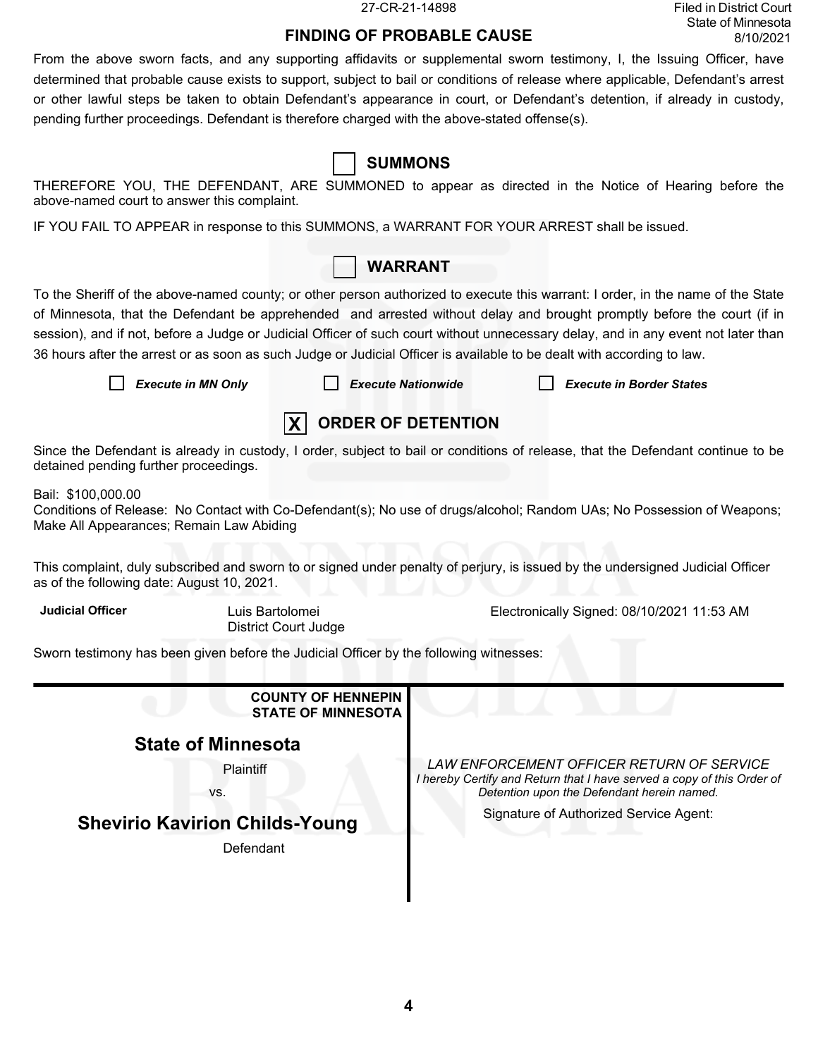27-CR-21-14898

Filed in District Court
State of Minnesota
8/10/2021

## FINDING OF PROBABLE CAUSE

From the above sworn facts, and any supporting affidavits or supplemental sworn testimony, I, the Issuing Officer, have determined that probable cause exists to support, subject to bail or conditions of release where applicable, Defendant's arrest or other lawful steps be taken to obtain Defendant's appearance in court, or Defendant's detention, if already in custody, pending further proceedings. Defendant is therefore charged with the above-stated offense(s).

## ☐ SUMMONS

THEREFORE YOU, THE DEFENDANT, ARE SUMMONED to appear as directed in the Notice of Hearing before the above-named court to answer this complaint.

IF YOU FAIL TO APPEAR in response to this SUMMONS, a WARRANT FOR YOUR ARREST shall be issued.

## ☐ WARRANT

To the Sheriff of the above-named county; or other person authorized to execute this warrant: I order, in the name of the State of Minnesota, that the Defendant be apprehended and arrested without delay and brought promptly before the court (if in session), and if not, before a Judge or Judicial Officer of such court without unnecessary delay, and in any event not later than 36 hours after the arrest or as soon as such Judge or Judicial Officer is available to be dealt with according to law.

☐ *Execute in MN Only* ☐ *Execute Nationwide* ☐ *Execute in Border States*

## ☒ ORDER OF DETENTION

Since the Defendant is already in custody, I order, subject to bail or conditions of release, that the Defendant continue to be detained pending further proceedings.

Bail: $100,000.00
Conditions of Release: No Contact with Co-Defendant(s); No use of drugs/alcohol; Random UAs; No Possession of Weapons; Make All Appearances; Remain Law Abiding

This complaint, duly subscribed and sworn to or signed under penalty of perjury, is issued by the undersigned Judicial Officer as of the following date: August 10, 2021.

**Judicial Officer** Luis Bartolomei, District Court Judge — Electronically Signed: 08/10/2021 11:53 AM

Sworn testimony has been given before the Judicial Officer by the following witnesses:

---

**COUNTY OF HENNEPIN**
**STATE OF MINNESOTA**

**State of Minnesota**

Plaintiff

vs.

**Shevirio Kavirion Childs-Young**

Defendant

*LAW ENFORCEMENT OFFICER RETURN OF SERVICE*

*I hereby Certify and Return that I have served a copy of this Order of Detention upon the Defendant herein named.*

Signature of Authorized Service Agent: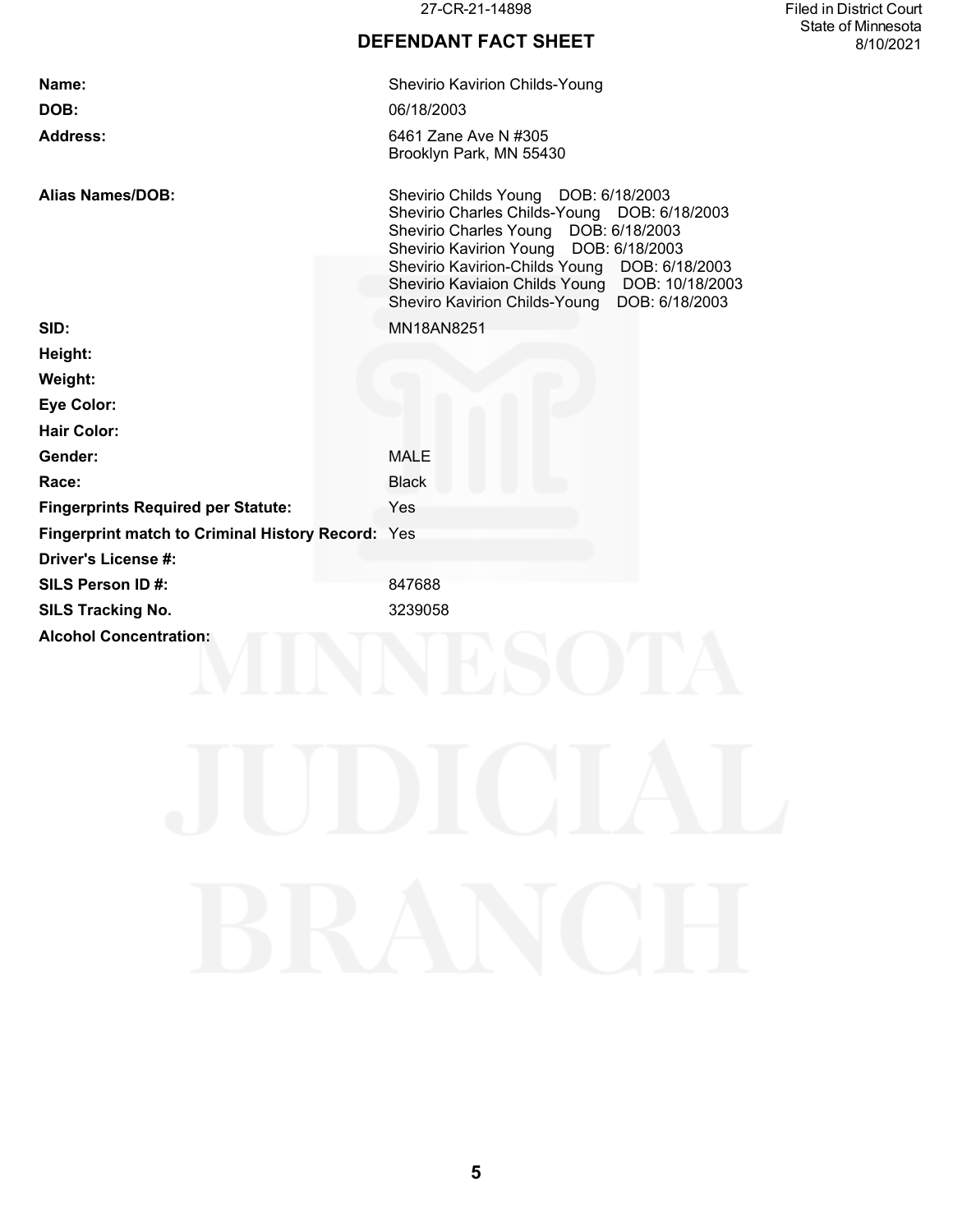27-CR-21-14898

Filed in District Court
State of Minnesota
8/10/2021

# DEFENDANT FACT SHEET

| | |
|---|---|
| **Name:** | Shevirio Kavirion Childs-Young |
| **DOB:** | 06/18/2003 |
| **Address:** | 6461 Zane Ave N #305<br>Brooklyn Park, MN 55430 |
| **Alias Names/DOB:** | Shevirio Childs Young DOB: 6/18/2003<br>Shevirio Charles Childs-Young DOB: 6/18/2003<br>Shevirio Charles Young DOB: 6/18/2003<br>Shevirio Kavirion Young DOB: 6/18/2003<br>Shevirio Kavirion-Childs Young DOB: 6/18/2003<br>Shevirio Kaviaion Childs Young DOB: 10/18/2003<br>Sheviro Kavirion Childs-Young DOB: 6/18/2003 |
| **SID:** | MN18AN8251 |
| **Height:** | |
| **Weight:** | |
| **Eye Color:** | |
| **Hair Color:** | |
| **Gender:** | MALE |
| **Race:** | Black |
| **Fingerprints Required per Statute:** | Yes |
| **Fingerprint match to Criminal History Record:** | Yes |
| **Driver's License #:** | |
| **SILS Person ID #:** | 847688 |
| **SILS Tracking No.** | 3239058 |
| **Alcohol Concentration:** | |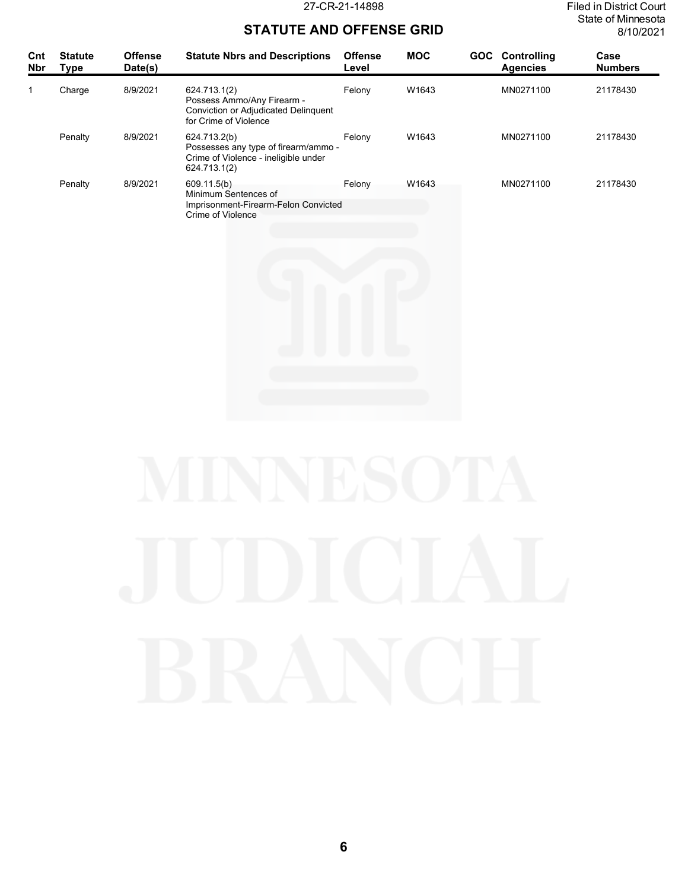27-CR-21-14898

Filed in District Court
State of Minnesota
8/10/2021

# STATUTE AND OFFENSE GRID

| Cnt Nbr | Statute Type | Offense Date(s) | Statute Nbrs and Descriptions | Offense Level | MOC | GOC | Controlling Agencies | Case Numbers |
|---|---|---|---|---|---|---|---|---|
| 1 | Charge | 8/9/2021 | 624.713.1(2) Possess Ammo/Any Firearm - Conviction or Adjudicated Delinquent for Crime of Violence | Felony | W1643 | | MN0271100 | 21178430 |
| | Penalty | 8/9/2021 | 624.713.2(b) Possesses any type of firearm/ammo - Crime of Violence - ineligible under 624.713.1(2) | Felony | W1643 | | MN0271100 | 21178430 |
| | Penalty | 8/9/2021 | 609.11.5(b) Minimum Sentences of Imprisonment-Firearm-Felon Convicted Crime of Violence | Felony | W1643 | | MN0271100 | 21178430 |